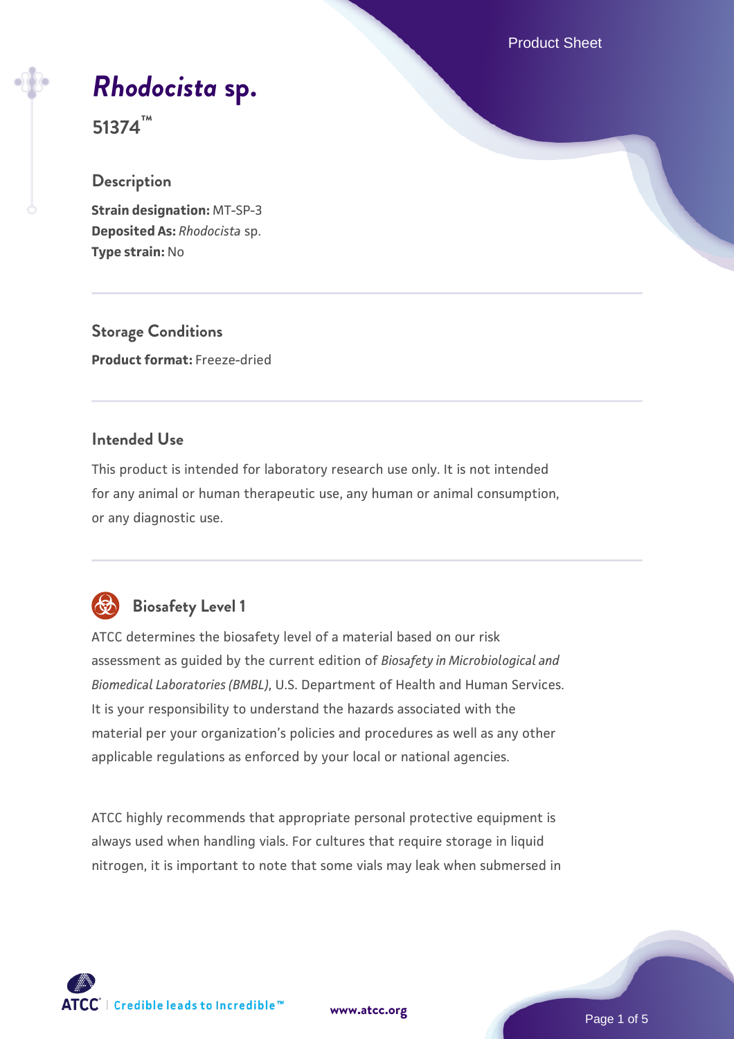# *Rhodocista* sp.

**51374™**

## Description

**Strain designation:** MT-SP-3
**Deposited As:** *Rhodocista* sp.
**Type strain:** No

## Storage Conditions

**Product format:** Freeze-dried

## Intended Use

This product is intended for laboratory research use only. It is not intended for any animal or human therapeutic use, any human or animal consumption, or any diagnostic use.

## Biosafety Level 1

ATCC determines the biosafety level of a material based on our risk assessment as guided by the current edition of *Biosafety in Microbiological and Biomedical Laboratories (BMBL)*, U.S. Department of Health and Human Services. It is your responsibility to understand the hazards associated with the material per your organization's policies and procedures as well as any other applicable regulations as enforced by your local or national agencies.

ATCC highly recommends that appropriate personal protective equipment is always used when handling vials. For cultures that require storage in liquid nitrogen, it is important to note that some vials may leak when submersed in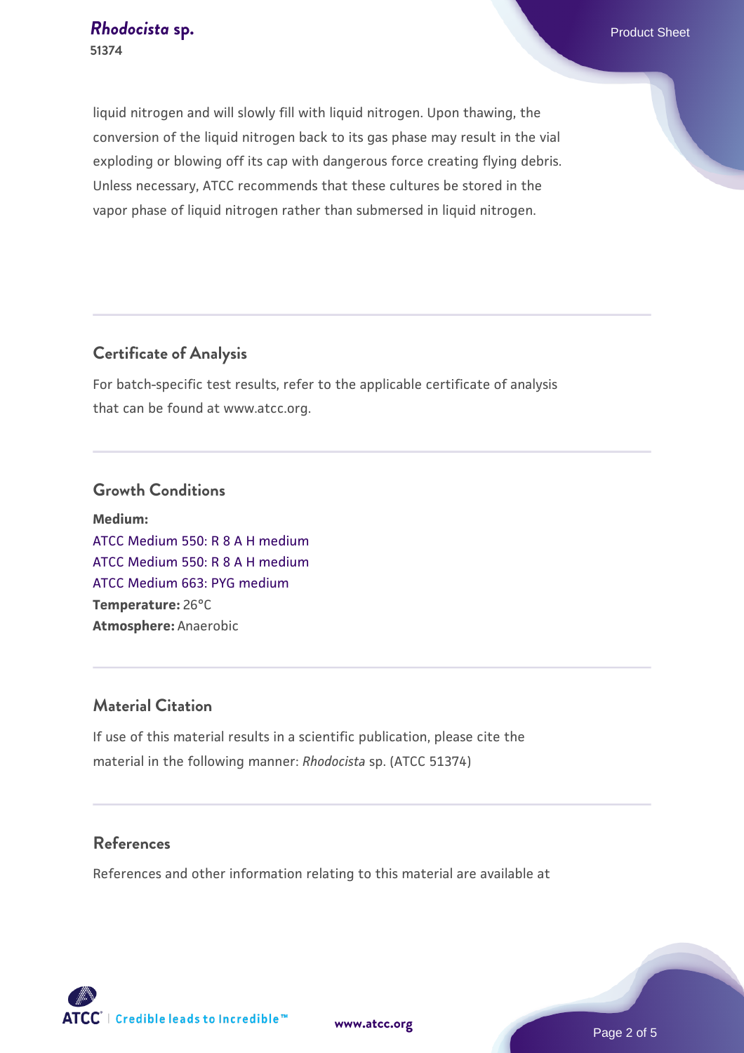liquid nitrogen and will slowly fill with liquid nitrogen. Upon thawing, the conversion of the liquid nitrogen back to its gas phase may result in the vial exploding or blowing off its cap with dangerous force creating flying debris. Unless necessary, ATCC recommends that these cultures be stored in the vapor phase of liquid nitrogen rather than submersed in liquid nitrogen.

## Certificate of Analysis

For batch-specific test results, refer to the applicable certificate of analysis that can be found at www.atcc.org.

## Growth Conditions

**Medium:**
ATCC Medium 550: R 8 A H medium
ATCC Medium 550: R 8 A H medium
ATCC Medium 663: PYG medium
**Temperature:** 26°C
**Atmosphere:** Anaerobic

## Material Citation

If use of this material results in a scientific publication, please cite the material in the following manner: *Rhodocista* sp. (ATCC 51374)

## References

References and other information relating to this material are available at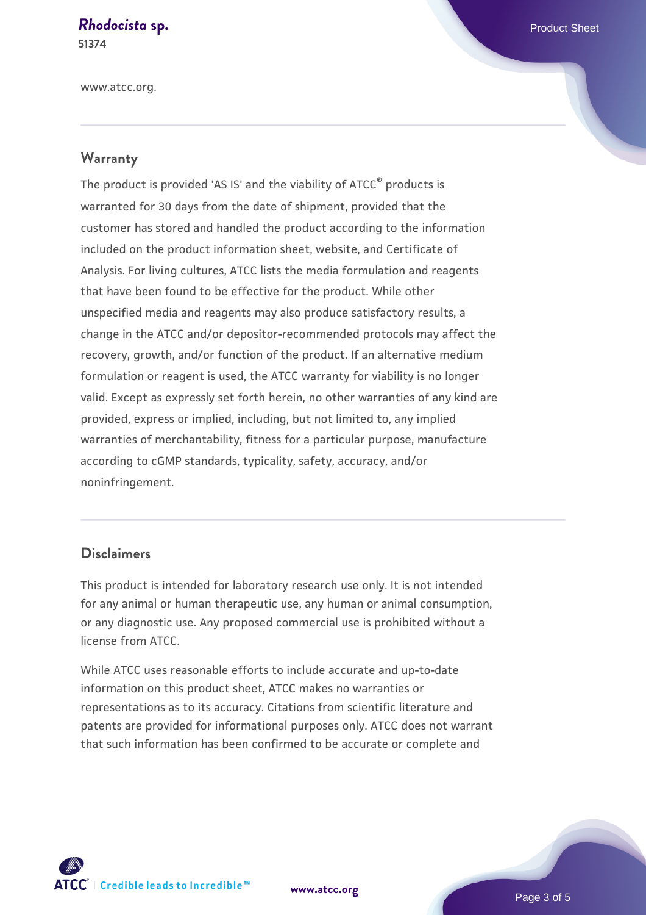www.atcc.org.

## Warranty

The product is provided 'AS IS' and the viability of ATCC® products is warranted for 30 days from the date of shipment, provided that the customer has stored and handled the product according to the information included on the product information sheet, website, and Certificate of Analysis. For living cultures, ATCC lists the media formulation and reagents that have been found to be effective for the product. While other unspecified media and reagents may also produce satisfactory results, a change in the ATCC and/or depositor-recommended protocols may affect the recovery, growth, and/or function of the product. If an alternative medium formulation or reagent is used, the ATCC warranty for viability is no longer valid. Except as expressly set forth herein, no other warranties of any kind are provided, express or implied, including, but not limited to, any implied warranties of merchantability, fitness for a particular purpose, manufacture according to cGMP standards, typicality, safety, accuracy, and/or noninfringement.

## Disclaimers

This product is intended for laboratory research use only. It is not intended for any animal or human therapeutic use, any human or animal consumption, or any diagnostic use. Any proposed commercial use is prohibited without a license from ATCC.

While ATCC uses reasonable efforts to include accurate and up-to-date information on this product sheet, ATCC makes no warranties or representations as to its accuracy. Citations from scientific literature and patents are provided for informational purposes only. ATCC does not warrant that such information has been confirmed to be accurate or complete and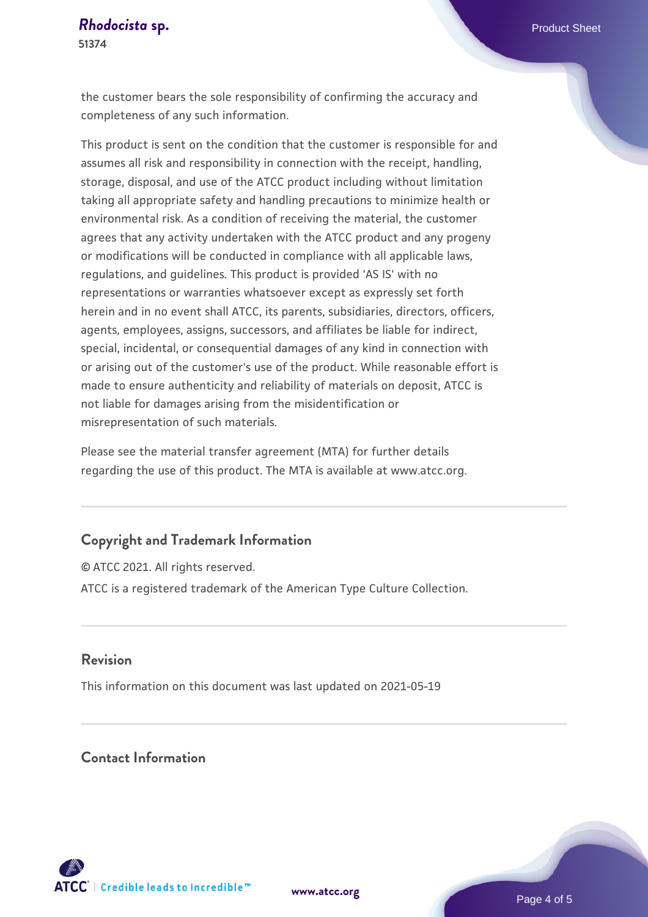the customer bears the sole responsibility of confirming the accuracy and completeness of any such information.

This product is sent on the condition that the customer is responsible for and assumes all risk and responsibility in connection with the receipt, handling, storage, disposal, and use of the ATCC product including without limitation taking all appropriate safety and handling precautions to minimize health or environmental risk. As a condition of receiving the material, the customer agrees that any activity undertaken with the ATCC product and any progeny or modifications will be conducted in compliance with all applicable laws, regulations, and guidelines. This product is provided 'AS IS' with no representations or warranties whatsoever except as expressly set forth herein and in no event shall ATCC, its parents, subsidiaries, directors, officers, agents, employees, assigns, successors, and affiliates be liable for indirect, special, incidental, or consequential damages of any kind in connection with or arising out of the customer's use of the product. While reasonable effort is made to ensure authenticity and reliability of materials on deposit, ATCC is not liable for damages arising from the misidentification or misrepresentation of such materials.

Please see the material transfer agreement (MTA) for further details regarding the use of this product. The MTA is available at www.atcc.org.

## Copyright and Trademark Information

© ATCC 2021. All rights reserved.

ATCC is a registered trademark of the American Type Culture Collection.

## Revision

This information on this document was last updated on 2021-05-19

## Contact Information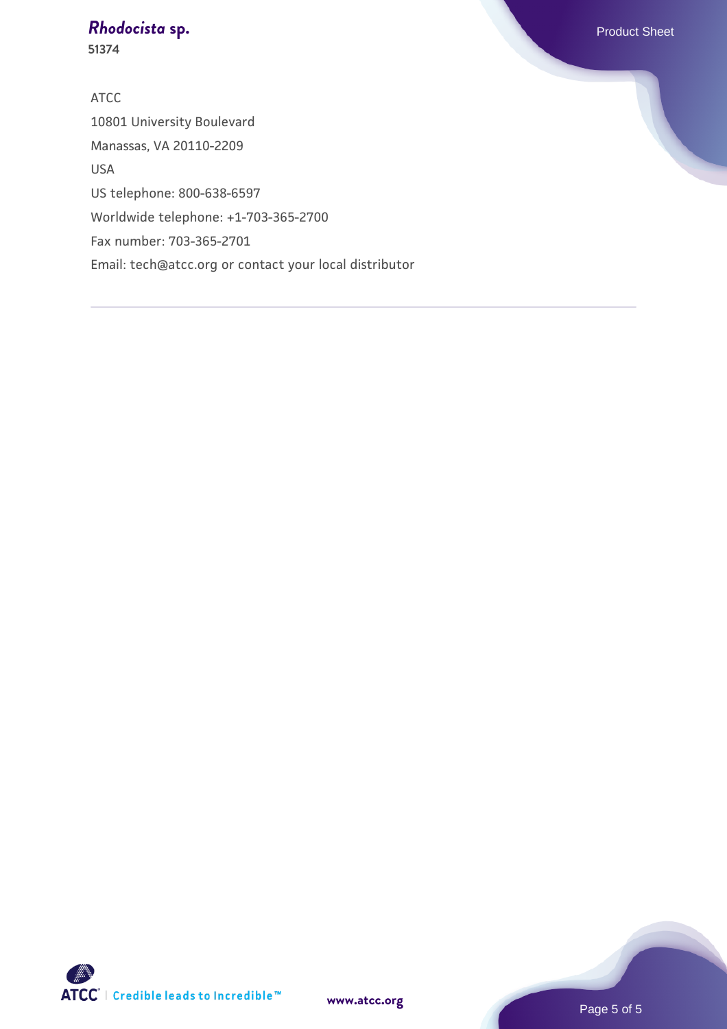ATCC

10801 University Boulevard

Manassas, VA 20110-2209

USA

US telephone: 800-638-6597

Worldwide telephone: +1-703-365-2700

Fax number: 703-365-2701

Email: tech@atcc.org or contact your local distributor